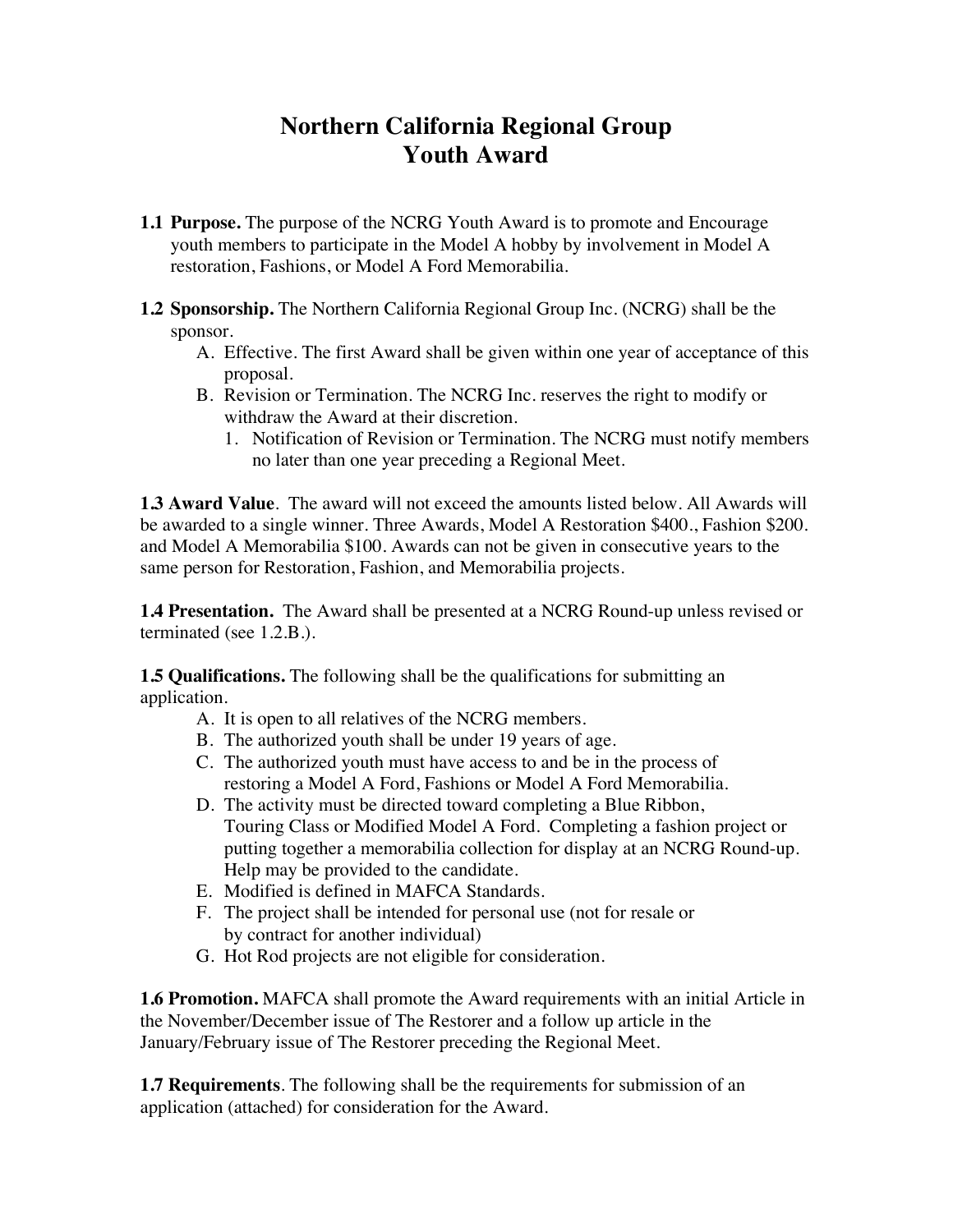# Northern California Regional Group
# Youth Award

**1.1 Purpose.** The purpose of the NCRG Youth Award is to promote and Encourage youth members to participate in the Model A hobby by involvement in Model A restoration, Fashions, or Model A Ford Memorabilia.

**1.2 Sponsorship.** The Northern California Regional Group Inc. (NCRG) shall be the sponsor.

- A. Effective. The first Award shall be given within one year of acceptance of this proposal.
- B. Revision or Termination. The NCRG Inc. reserves the right to modify or withdraw the Award at their discretion.
  1. Notification of Revision or Termination. The NCRG must notify members no later than one year preceding a Regional Meet.

**1.3 Award Value**. The award will not exceed the amounts listed below. All Awards will be awarded to a single winner. Three Awards, Model A Restoration $400., Fashion $200. and Model A Memorabilia $100. Awards can not be given in consecutive years to the same person for Restoration, Fashion, and Memorabilia projects.

**1.4 Presentation.** The Award shall be presented at a NCRG Round-up unless revised or terminated (see 1.2.B.).

**1.5 Qualifications.** The following shall be the qualifications for submitting an application.

- A. It is open to all relatives of the NCRG members.
- B. The authorized youth shall be under 19 years of age.
- C. The authorized youth must have access to and be in the process of restoring a Model A Ford, Fashions or Model A Ford Memorabilia.
- D. The activity must be directed toward completing a Blue Ribbon, Touring Class or Modified Model A Ford. Completing a fashion project or putting together a memorabilia collection for display at an NCRG Round-up. Help may be provided to the candidate.
- E. Modified is defined in MAFCA Standards.
- F. The project shall be intended for personal use (not for resale or by contract for another individual)
- G. Hot Rod projects are not eligible for consideration.

**1.6 Promotion.** MAFCA shall promote the Award requirements with an initial Article in the November/December issue of The Restorer and a follow up article in the January/February issue of The Restorer preceding the Regional Meet.

**1.7 Requirements**. The following shall be the requirements for submission of an application (attached) for consideration for the Award.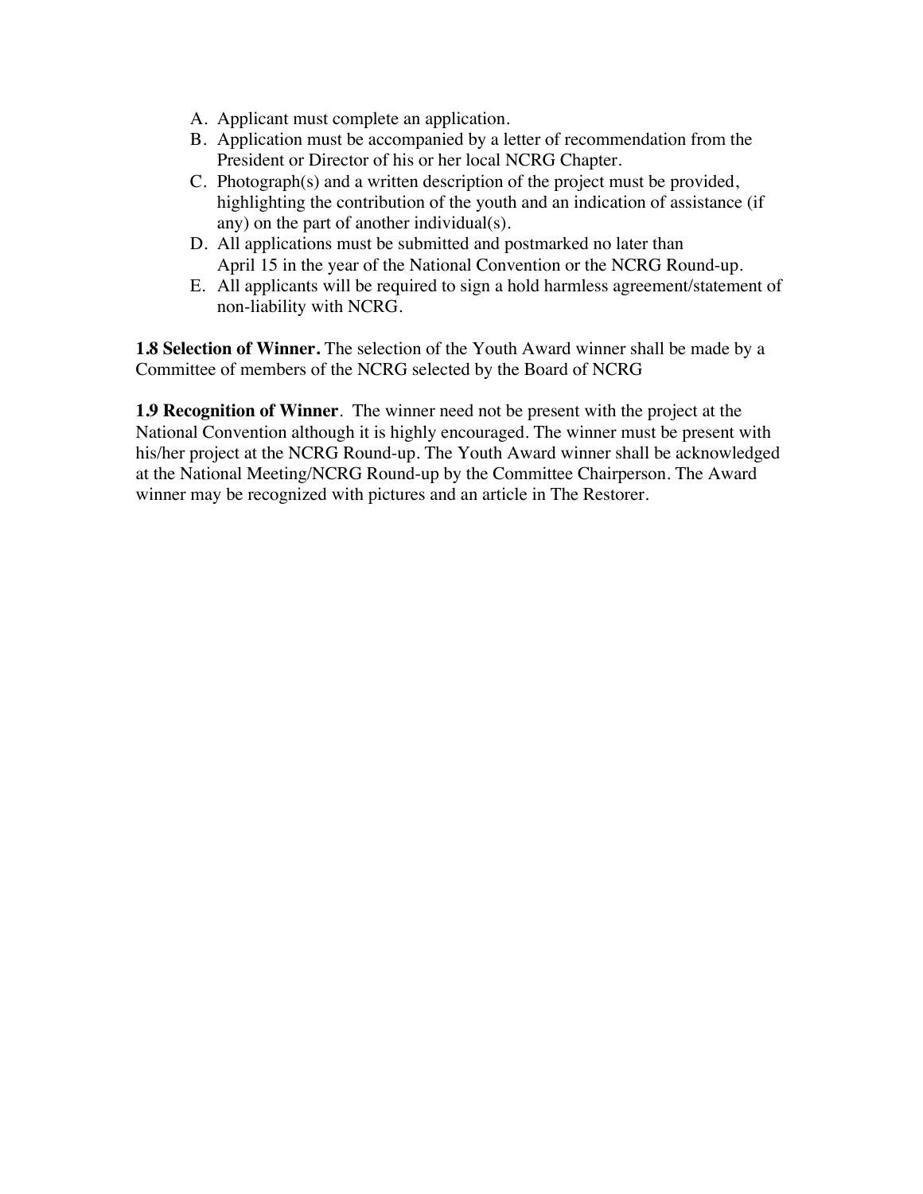A. Applicant must complete an application.
B. Application must be accompanied by a letter of recommendation from the President or Director of his or her local NCRG Chapter.
C. Photograph(s) and a written description of the project must be provided, highlighting the contribution of the youth and an indication of assistance (if any) on the part of another individual(s).
D. All applications must be submitted and postmarked no later than April 15 in the year of the National Convention or the NCRG Round-up.
E. All applicants will be required to sign a hold harmless agreement/statement of non-liability with NCRG.

**1.8 Selection of Winner.** The selection of the Youth Award winner shall be made by a Committee of members of the NCRG selected by the Board of NCRG

**1.9 Recognition of Winner**. The winner need not be present with the project at the National Convention although it is highly encouraged. The winner must be present with his/her project at the NCRG Round-up. The Youth Award winner shall be acknowledged at the National Meeting/NCRG Round-up by the Committee Chairperson. The Award winner may be recognized with pictures and an article in The Restorer.